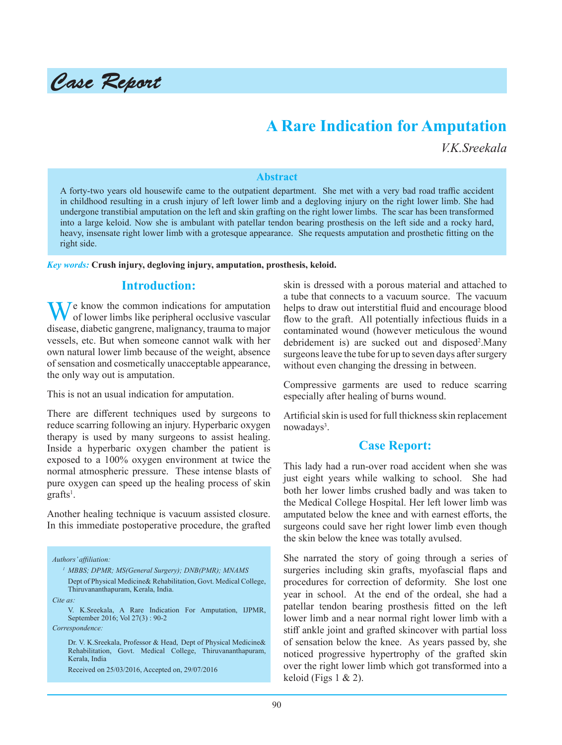*Case Report*

# A Rare Indication for Amputation

*V.K.Sreekala*

## Abstract

A forty-two years old housewife came to the outpatient department. She met with a very bad road traffic accident in childhood resulting in a crush injury of left lower limb and a degloving injury on the right lower limb. She had undergone transtibial amputation on the left and skin grafting on the right lower limbs. The scar has been transformed into a large keloid. Now she is ambulant with patellar tendon bearing prosthesis on the left side and a rocky hard, heavy, insensate right lower limb with a grotesque appearance. She requests amputation and prosthetic fitting on the right side.

***Key words:*** **Crush injury, degloving injury, amputation, prosthesis, keloid.**

## Introduction:

We know the common indications for amputation of lower limbs like peripheral occlusive vascular disease, diabetic gangrene, malignancy, trauma to major vessels, etc. But when someone cannot walk with her own natural lower limb because of the weight, absence of sensation and cosmetically unacceptable appearance, the only way out is amputation.

This is not an usual indication for amputation.

There are different techniques used by surgeons to reduce scarring following an injury. Hyperbaric oxygen therapy is used by many surgeons to assist healing. Inside a hyperbaric oxygen chamber the patient is exposed to a 100% oxygen environment at twice the normal atmospheric pressure. These intense blasts of pure oxygen can speed up the healing process of skin grafts[1].

Another healing technique is vacuum assisted closure. In this immediate postoperative procedure, the grafted skin is dressed with a porous material and attached to a tube that connects to a vacuum source. The vacuum helps to draw out interstitial fluid and encourage blood flow to the graft. All potentially infectious fluids in a contaminated wound (however meticulous the wound debridement is) are sucked out and disposed[2].Many surgeons leave the tube for up to seven days after surgery without even changing the dressing in between.

Compressive garments are used to reduce scarring especially after healing of burns wound.

Artificial skin is used for full thickness skin replacement nowadays[3].

## Case Report:

This lady had a run-over road accident when she was just eight years while walking to school. She had both her lower limbs crushed badly and was taken to the Medical College Hospital. Her left lower limb was amputated below the knee and with earnest efforts, the surgeons could save her right lower limb even though the skin below the knee was totally avulsed.

She narrated the story of going through a series of surgeries including skin grafts, myofascial flaps and procedures for correction of deformity. She lost one year in school. At the end of the ordeal, she had a patellar tendon bearing prosthesis fitted on the left lower limb and a near normal right lower limb with a stiff ankle joint and grafted skincover with partial loss of sensation below the knee. As years passed by, she noticed progressive hypertrophy of the grafted skin over the right lower limb which got transformed into a keloid (Figs 1 & 2).

---

*Authors' affiliation:*

[1] *MBBS; DPMR; MS(General Surgery); DNB(PMR); MNAMS*
Dept of Physical Medicine& Rehabilitation, Govt. Medical College, Thiruvananthapuram, Kerala, India.

*Cite as:*

V. K.Sreekala, A Rare Indication For Amputation, IJPMR, September 2016; Vol 27(3) : 90-2

*Correspondence:*

Dr. V. K.Sreekala, Professor & Head, Dept of Physical Medicine& Rehabilitation, Govt. Medical College, Thiruvananthapuram, Kerala, India

Received on 25/03/2016, Accepted on, 29/07/2016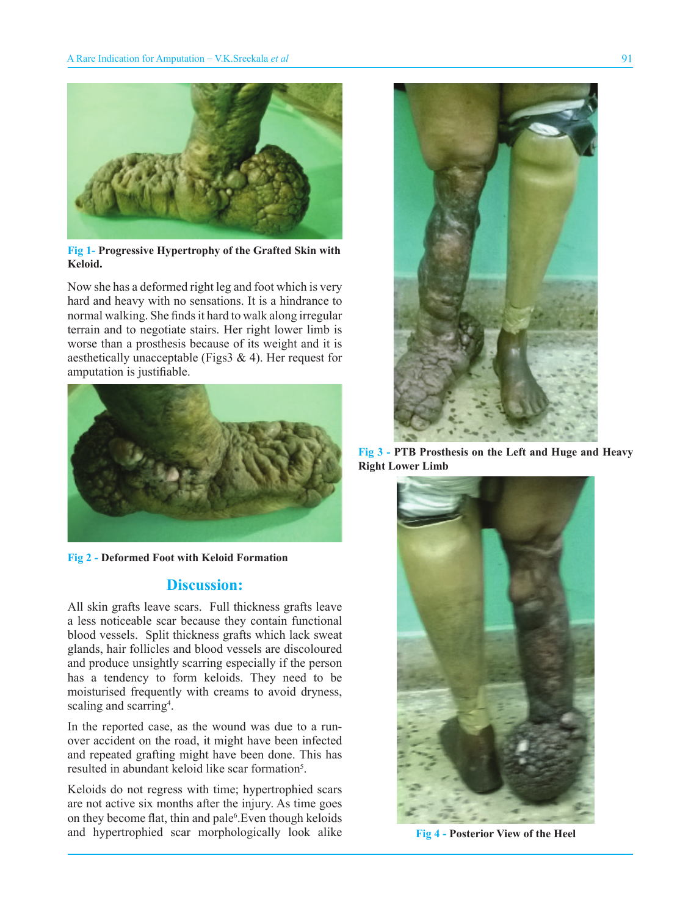Fig 1- **Progressive Hypertrophy of the Grafted Skin with Keloid.**

Now she has a deformed right leg and foot which is very hard and heavy with no sensations. It is a hindrance to normal walking. She finds it hard to walk along irregular terrain and to negotiate stairs. Her right lower limb is worse than a prosthesis because of its weight and it is aesthetically unacceptable (Figs3 & 4). Her request for amputation is justifiable.

Fig 2 - **Deformed Foot with Keloid Formation**

## Discussion:

All skin grafts leave scars. Full thickness grafts leave a less noticeable scar because they contain functional blood vessels. Split thickness grafts which lack sweat glands, hair follicles and blood vessels are discoloured and produce unsightly scarring especially if the person has a tendency to form keloids. They need to be moisturised frequently with creams to avoid dryness, scaling and scarring[4].

In the reported case, as the wound was due to a run-over accident on the road, it might have been infected and repeated grafting might have been done. This has resulted in abundant keloid like scar formation[5].

Keloids do not regress with time; hypertrophied scars are not active six months after the injury. As time goes on they become flat, thin and pale[6].Even though keloids and hypertrophied scar morphologically look alike

Fig 3 - **PTB Prosthesis on the Left and Huge and Heavy Right Lower Limb**

Fig 4 - **Posterior View of the Heel**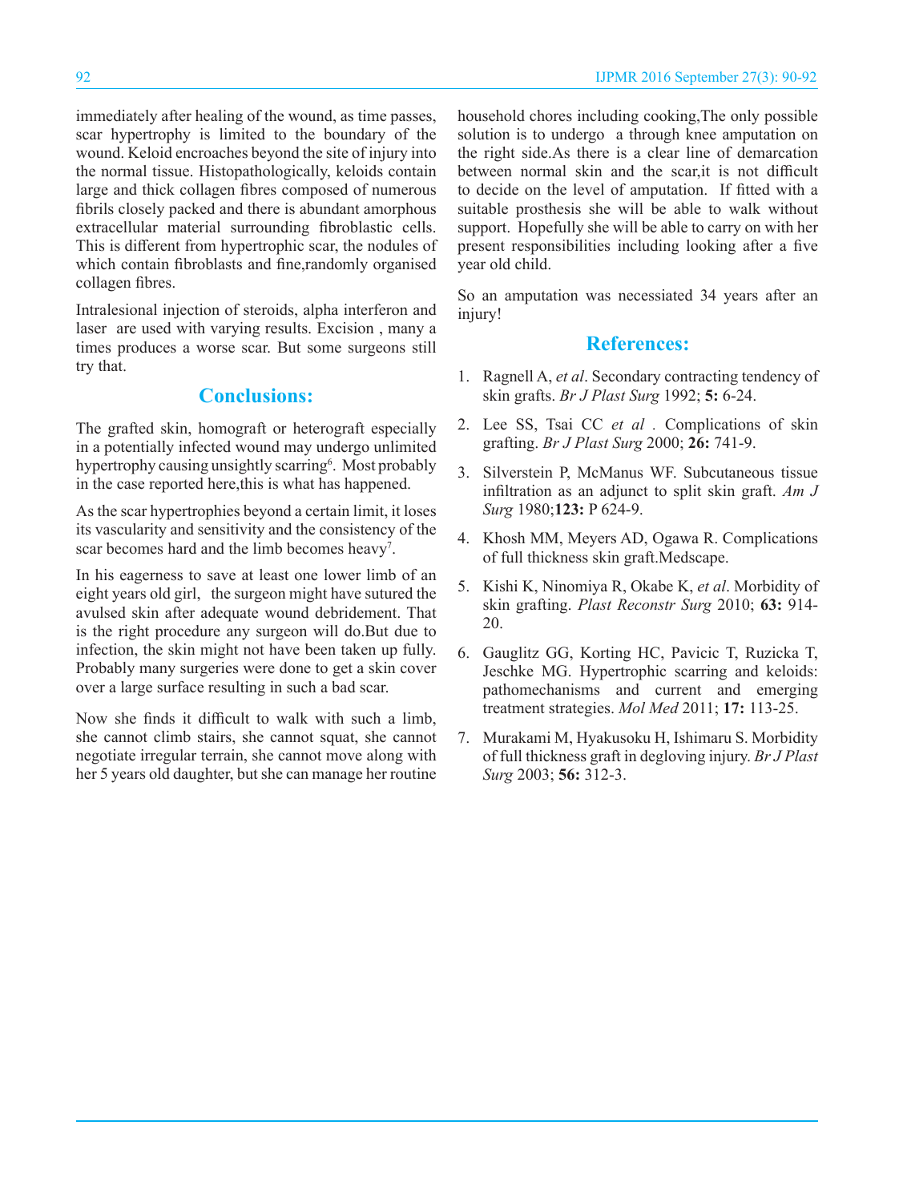immediately after healing of the wound, as time passes, scar hypertrophy is limited to the boundary of the wound. Keloid encroaches beyond the site of injury into the normal tissue. Histopathologically, keloids contain large and thick collagen fibres composed of numerous fibrils closely packed and there is abundant amorphous extracellular material surrounding fibroblastic cells. This is different from hypertrophic scar, the nodules of which contain fibroblasts and fine,randomly organised collagen fibres.

Intralesional injection of steroids, alpha interferon and laser are used with varying results. Excision , many a times produces a worse scar. But some surgeons still try that.

## Conclusions:

The grafted skin, homograft or heterograft especially in a potentially infected wound may undergo unlimited hypertrophy causing unsightly scarring[6]. Most probably in the case reported here,this is what has happened.

As the scar hypertrophies beyond a certain limit, it loses its vascularity and sensitivity and the consistency of the scar becomes hard and the limb becomes heavy[7].

In his eagerness to save at least one lower limb of an eight years old girl, the surgeon might have sutured the avulsed skin after adequate wound debridement. That is the right procedure any surgeon will do.But due to infection, the skin might not have been taken up fully. Probably many surgeries were done to get a skin cover over a large surface resulting in such a bad scar.

Now she finds it difficult to walk with such a limb, she cannot climb stairs, she cannot squat, she cannot negotiate irregular terrain, she cannot move along with her 5 years old daughter, but she can manage her routine household chores including cooking,The only possible solution is to undergo a through knee amputation on the right side.As there is a clear line of demarcation between normal skin and the scar,it is not difficult to decide on the level of amputation. If fitted with a suitable prosthesis she will be able to walk without support. Hopefully she will be able to carry on with her present responsibilities including looking after a five year old child.

So an amputation was necessiated 34 years after an injury!

## References:

1. Ragnell A, *et al*. Secondary contracting tendency of skin grafts. *Br J Plast Surg* 1992; **5:** 6-24.
2. Lee SS, Tsai CC *et al* . Complications of skin grafting. *Br J Plast Surg* 2000; **26:** 741-9.
3. Silverstein P, McManus WF. Subcutaneous tissue infiltration as an adjunct to split skin graft. *Am J Surg* 1980;**123:** P 624-9.
4. Khosh MM, Meyers AD, Ogawa R. Complications of full thickness skin graft.Medscape.
5. Kishi K, Ninomiya R, Okabe K, *et al*. Morbidity of skin grafting. *Plast Reconstr Surg* 2010; **63:** 914-20.
6. Gauglitz GG, Korting HC, Pavicic T, Ruzicka T, Jeschke MG. Hypertrophic scarring and keloids: pathomechanisms and current and emerging treatment strategies. *Mol Med* 2011; **17:** 113-25.
7. Murakami M, Hyakusoku H, Ishimaru S. Morbidity of full thickness graft in degloving injury. *Br J Plast Surg* 2003; **56:** 312-3.